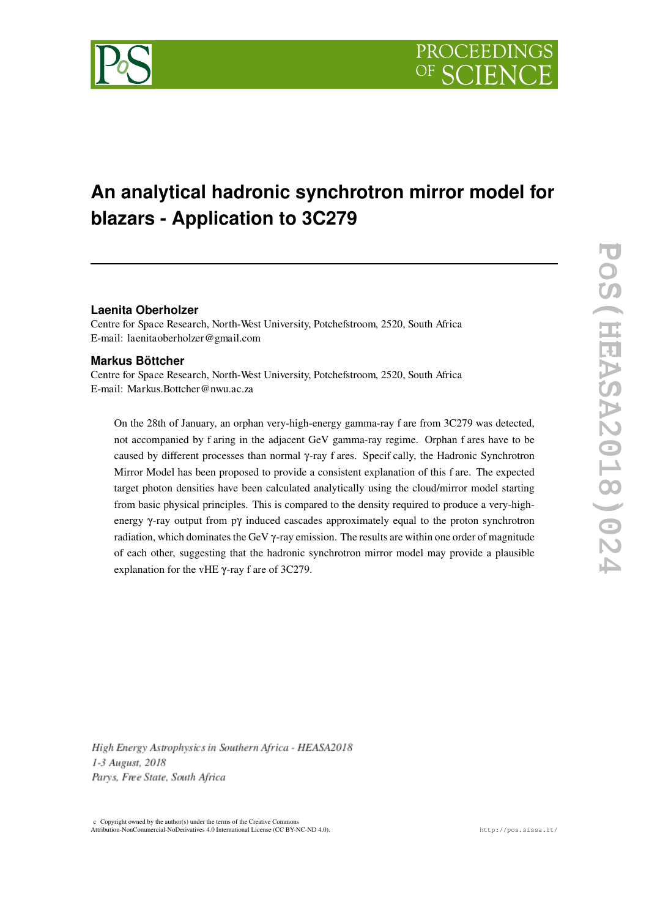# An analytical hadronic synchrotron mirror model for blazars - Application to 3C279

**Laenita Oberholzer**
Centre for Space Research, North-West University, Potchefstroom, 2520, South Africa
E-mail: laenitaoberholzer@gmail.com

**Markus Böttcher**
Centre for Space Research, North-West University, Potchefstroom, 2520, South Africa
E-mail: Markus.Bottcher@nwu.ac.za

On the 28th of January, an orphan very-high-energy gamma-ray flare from 3C279 was detected, not accompanied by flaring in the adjacent GeV gamma-ray regime. Orphan flares have to be caused by different processes than normal γ-ray flares. Specifically, the Hadronic Synchrotron Mirror Model has been proposed to provide a consistent explanation of this flare. The expected target photon densities have been calculated analytically using the cloud/mirror model starting from basic physical principles. This is compared to the density required to produce a very-high-energy γ-ray output from pγ induced cascades approximately equal to the proton synchrotron radiation, which dominates the GeV γ-ray emission. The results are within one order of magnitude of each other, suggesting that the hadronic synchrotron mirror model may provide a plausible explanation for the vHE γ-ray flare of 3C279.

*High Energy Astrophysics in Southern Africa - HEASA2018*
*1-3 August, 2018*
*Parys, Free State, South Africa*

© Copyright owned by the author(s) under the terms of the Creative Commons Attribution-NonCommercial-NoDerivatives 4.0 International License (CC BY-NC-ND 4.0).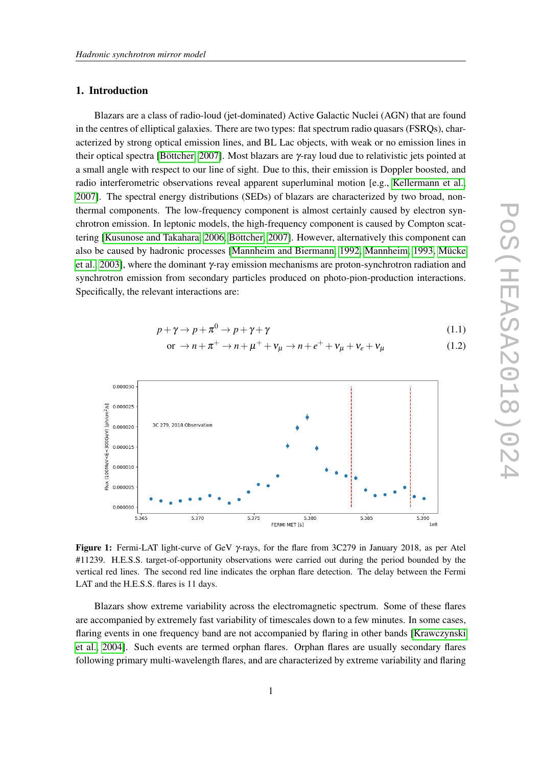## 1. Introduction

Blazars are a class of radio-loud (jet-dominated) Active Galactic Nuclei (AGN) that are found in the centres of elliptical galaxies. There are two types: flat spectrum radio quasars (FSRQs), characterized by strong optical emission lines, and BL Lac objects, with weak or no emission lines in their optical spectra [Böttcher, 2007]. Most blazars are $\gamma$-ray loud due to relativistic jets pointed at a small angle with respect to our line of sight. Due to this, their emission is Doppler boosted, and radio interferometric observations reveal apparent superluminal motion [e.g., Kellermann et al., 2007]. The spectral energy distributions (SEDs) of blazars are characterized by two broad, non-thermal components. The low-frequency component is almost certainly caused by electron synchrotron emission. In leptonic models, the high-frequency component is caused by Compton scattering [Kusunose and Takahara, 2006, Böttcher, 2007]. However, alternatively this component can also be caused by hadronic processes [Mannheim and Biermann, 1992, Mannheim, 1993, Mücke et al., 2003], where the dominant $\gamma$-ray emission mechanisms are proton-synchrotron radiation and synchrotron emission from secondary particles produced on photo-pion-production interactions. Specifically, the relevant interactions are:

$$p + \gamma \rightarrow p + \pi^0 \rightarrow p + \gamma + \gamma \tag{1.1}$$

$$\text{or } \rightarrow n + \pi^+ \rightarrow n + \mu^+ + \nu_\mu \rightarrow n + e^+ + \nu_\mu + \nu_e + \nu_\mu \tag{1.2}$$

**Figure 1:** Fermi-LAT light-curve of GeV $\gamma$-rays, for the flare from 3C279 in January 2018, as per Atel #11239. H.E.S.S. target-of-opportunity observations were carried out during the period bounded by the vertical red lines. The second red line indicates the orphan flare detection. The delay between the Fermi LAT and the H.E.S.S. flares is 11 days.

Blazars show extreme variability across the electromagnetic spectrum. Some of these flares are accompanied by extremely fast variability of timescales down to a few minutes. In some cases, flaring events in one frequency band are not accompanied by flaring in other bands [Krawczynski et al., 2004]. Such events are termed orphan flares. Orphan flares are usually secondary flares following primary multi-wavelength flares, and are characterized by extreme variability and flaring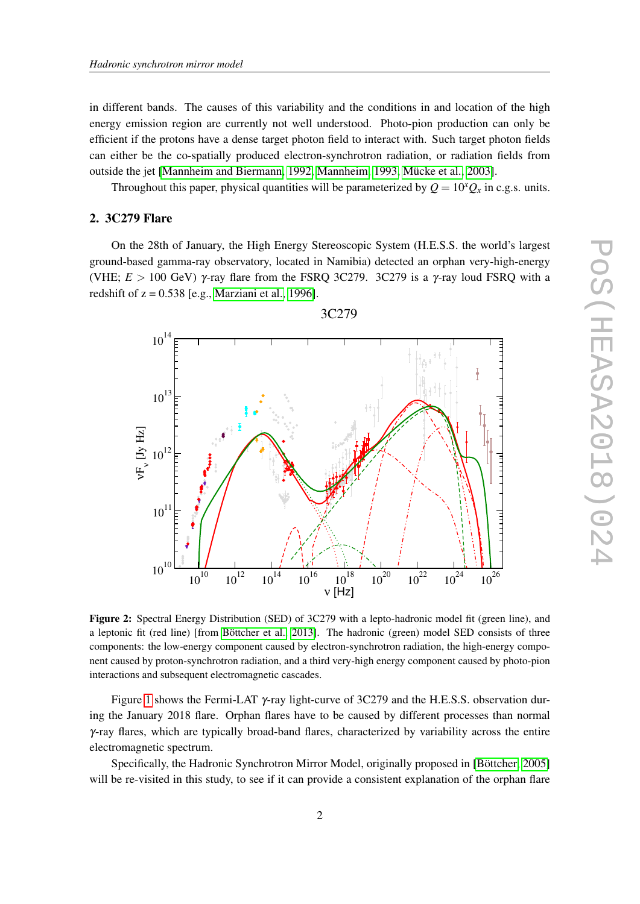in different bands. The causes of this variability and the conditions in and location of the high energy emission region are currently not well understood. Photo-pion production can only be efficient if the protons have a dense target photon field to interact with. Such target photon fields can either be the co-spatially produced electron-synchrotron radiation, or radiation fields from outside the jet [Mannheim and Biermann, 1992, Mannheim, 1993, Mücke et al., 2003].

Throughout this paper, physical quantities will be parameterized by $Q = 10^x Q_x$ in c.g.s. units.

## 2. 3C279 Flare

On the 28th of January, the High Energy Stereoscopic System (H.E.S.S. the world's largest ground-based gamma-ray observatory, located in Namibia) detected an orphan very-high-energy (VHE; $E > 100$ GeV) $\gamma$-ray flare from the FSRQ 3C279. 3C279 is a $\gamma$-ray loud FSRQ with a redshift of z = 0.538 [e.g., Marziani et al., 1996].

**Figure 2:** Spectral Energy Distribution (SED) of 3C279 with a lepto-hadronic model fit (green line), and a leptonic fit (red line) [from Böttcher et al., 2013]. The hadronic (green) model SED consists of three components: the low-energy component caused by electron-synchrotron radiation, the high-energy component caused by proton-synchrotron radiation, and a third very-high energy component caused by photo-pion interactions and subsequent electromagnetic cascades.

Figure 1 shows the Fermi-LAT $\gamma$-ray light-curve of 3C279 and the H.E.S.S. observation during the January 2018 flare. Orphan flares have to be caused by different processes than normal $\gamma$-ray flares, which are typically broad-band flares, characterized by variability across the entire electromagnetic spectrum.

Specifically, the Hadronic Synchrotron Mirror Model, originally proposed in [Böttcher, 2005] will be re-visited in this study, to see if it can provide a consistent explanation of the orphan flare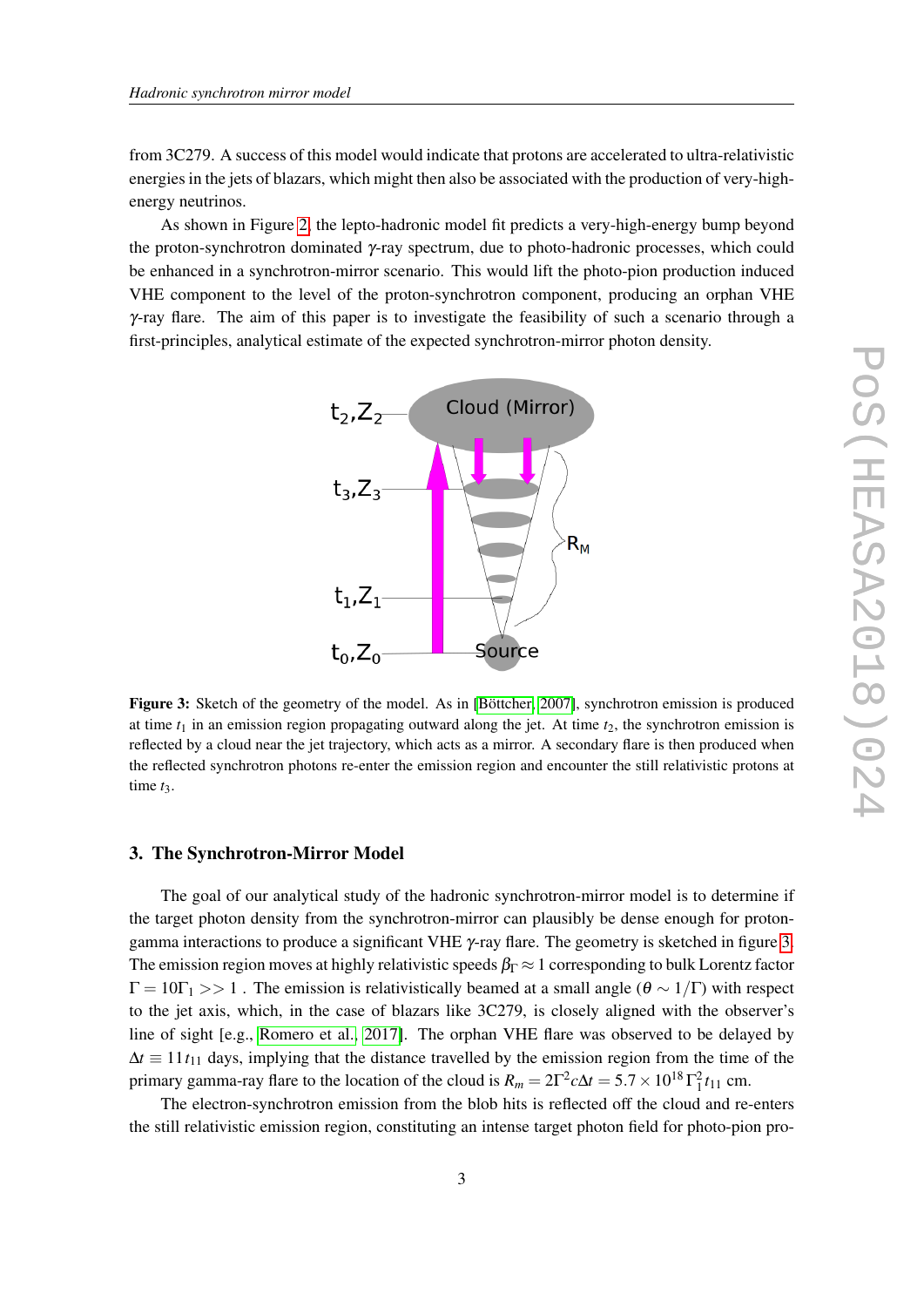from 3C279. A success of this model would indicate that protons are accelerated to ultra-relativistic energies in the jets of blazars, which might then also be associated with the production of very-high-energy neutrinos.

As shown in Figure 2, the lepto-hadronic model fit predicts a very-high-energy bump beyond the proton-synchrotron dominated $\gamma$-ray spectrum, due to photo-hadronic processes, which could be enhanced in a synchrotron-mirror scenario. This would lift the photo-pion production induced VHE component to the level of the proton-synchrotron component, producing an orphan VHE $\gamma$-ray flare. The aim of this paper is to investigate the feasibility of such a scenario through a first-principles, analytical estimate of the expected synchrotron-mirror photon density.

**Figure 3:** Sketch of the geometry of the model. As in [Böttcher, 2007], synchrotron emission is produced at time $t_1$ in an emission region propagating outward along the jet. At time $t_2$, the synchrotron emission is reflected by a cloud near the jet trajectory, which acts as a mirror. A secondary flare is then produced when the reflected synchrotron photons re-enter the emission region and encounter the still relativistic protons at time $t_3$.

## 3. The Synchrotron-Mirror Model

The goal of our analytical study of the hadronic synchrotron-mirror model is to determine if the target photon density from the synchrotron-mirror can plausibly be dense enough for proton-gamma interactions to produce a significant VHE $\gamma$-ray flare. The geometry is sketched in figure 3. The emission region moves at highly relativistic speeds $\beta_\Gamma \approx 1$ corresponding to bulk Lorentz factor $\Gamma = 10\Gamma_1 >> 1$ . The emission is relativistically beamed at a small angle ($\theta \sim 1/\Gamma$) with respect to the jet axis, which, in the case of blazars like 3C279, is closely aligned with the observer's line of sight [e.g., Romero et al., 2017]. The orphan VHE flare was observed to be delayed by $\Delta t \equiv 11 t_{11}$ days, implying that the distance travelled by the emission region from the time of the primary gamma-ray flare to the location of the cloud is $R_m = 2\Gamma^2 c\Delta t = 5.7 \times 10^{18}\,\Gamma_1^2 t_{11}$ cm.

The electron-synchrotron emission from the blob hits is reflected off the cloud and re-enters the still relativistic emission region, constituting an intense target photon field for photo-pion pro-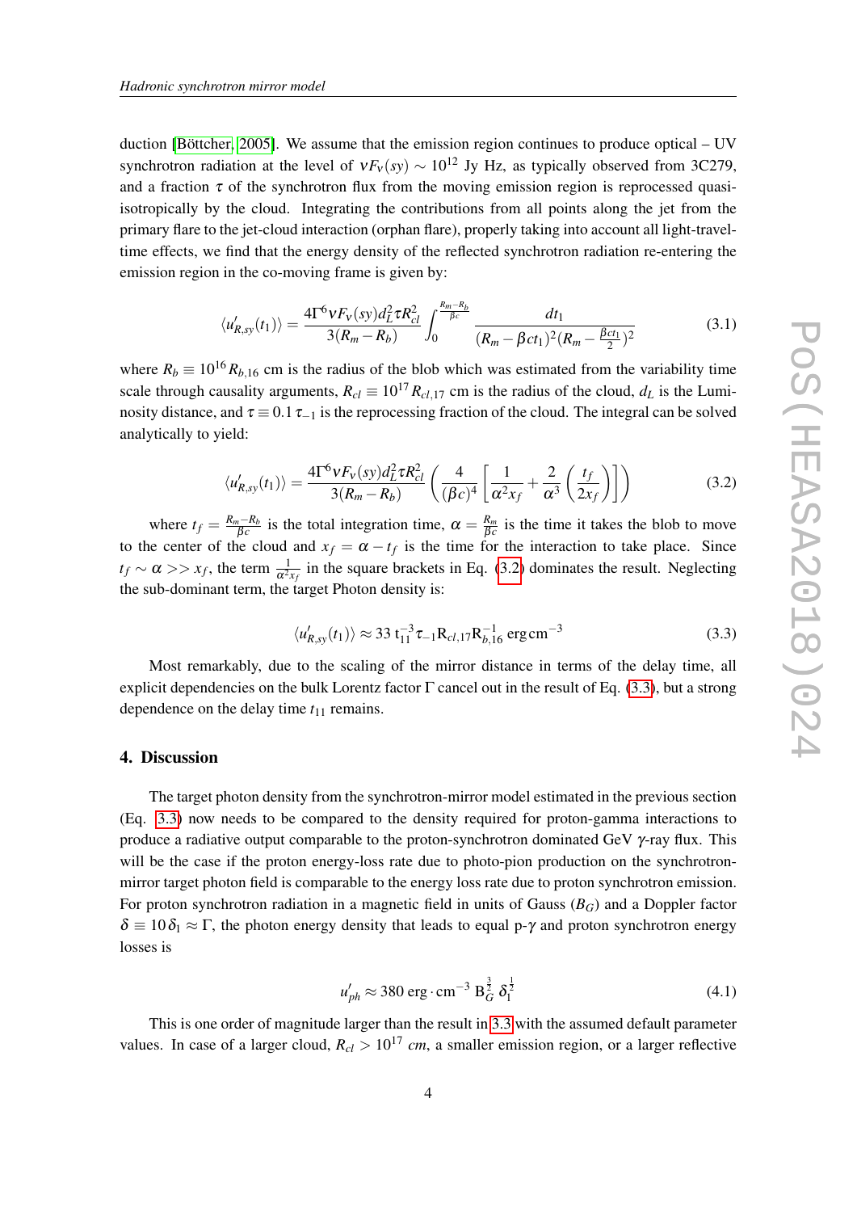duction [Böttcher, 2005]. We assume that the emission region continues to produce optical – UV synchrotron radiation at the level of $\nu F_\nu(sy) \sim 10^{12}$ Jy Hz, as typically observed from 3C279, and a fraction $\tau$ of the synchrotron flux from the moving emission region is reprocessed quasi-isotropically by the cloud. Integrating the contributions from all points along the jet from the primary flare to the jet-cloud interaction (orphan flare), properly taking into account all light-travel-time effects, we find that the energy density of the reflected synchrotron radiation re-entering the emission region in the co-moving frame is given by:

$$\langle u'_{R,sy}(t_1)\rangle = \frac{4\Gamma^6 \nu F_\nu(sy) d_L^2 \tau R_{cl}^2}{3(R_m - R_b)} \int_0^{\frac{R_m - R_b}{\beta c}} \frac{dt_1}{(R_m - \beta c t_1)^2 (R_m - \frac{\beta c t_1}{2})^2} \tag{3.1}$$

where $R_b \equiv 10^{16} R_{b,16}$ cm is the radius of the blob which was estimated from the variability time scale through causality arguments, $R_{cl} \equiv 10^{17} R_{cl,17}$ cm is the radius of the cloud, $d_L$ is the Luminosity distance, and $\tau \equiv 0.1\, \tau_{-1}$ is the reprocessing fraction of the cloud. The integral can be solved analytically to yield:

$$\langle u'_{R,sy}(t_1)\rangle = \frac{4\Gamma^6 \nu F_\nu(sy) d_L^2 \tau R_{cl}^2}{3(R_m - R_b)} \left( \frac{4}{(\beta c)^4} \left[ \frac{1}{\alpha^2 x_f} + \frac{2}{\alpha^3} \left( \frac{t_f}{2 x_f} \right) \right] \right) \tag{3.2}$$

where $t_f = \frac{R_m - R_b}{\beta c}$ is the total integration time, $\alpha = \frac{R_m}{\beta c}$ is the time it takes the blob to move to the center of the cloud and $x_f = \alpha - t_f$ is the time for the interaction to take place. Since $t_f \sim \alpha >> x_f$, the term $\frac{1}{\alpha^2 x_f}$ in the square brackets in Eq. (3.2) dominates the result. Neglecting the sub-dominant term, the target Photon density is:

$$\langle u'_{R,sy}(t_1)\rangle \approx 33\, \mathrm{t}_{11}^{-3} \tau_{-1} \mathrm{R}_{cl,17} \mathrm{R}_{b,16}^{-1}\, \mathrm{erg\,cm^{-3}} \tag{3.3}$$

Most remarkably, due to the scaling of the mirror distance in terms of the delay time, all explicit dependencies on the bulk Lorentz factor $\Gamma$ cancel out in the result of Eq. (3.3), but a strong dependence on the delay time $t_{11}$ remains.

## 4. Discussion

The target photon density from the synchrotron-mirror model estimated in the previous section (Eq. 3.3) now needs to be compared to the density required for proton-gamma interactions to produce a radiative output comparable to the proton-synchrotron dominated GeV $\gamma$-ray flux. This will be the case if the proton energy-loss rate due to photo-pion production on the synchrotron-mirror target photon field is comparable to the energy loss rate due to proton synchrotron emission. For proton synchrotron radiation in a magnetic field in units of Gauss ($B_G$) and a Doppler factor $\delta \equiv 10\, \delta_1 \approx \Gamma$, the photon energy density that leads to equal p-$\gamma$ and proton synchrotron energy losses is

$$u'_{ph} \approx 380\, \mathrm{erg \cdot cm^{-3}}\; \mathrm{B}_G^{\frac{3}{2}}\; \delta_1^{\frac{1}{2}} \tag{4.1}$$

This is one order of magnitude larger than the result in 3.3 with the assumed default parameter values. In case of a larger cloud, $R_{cl} > 10^{17}$ *cm*, a smaller emission region, or a larger reflective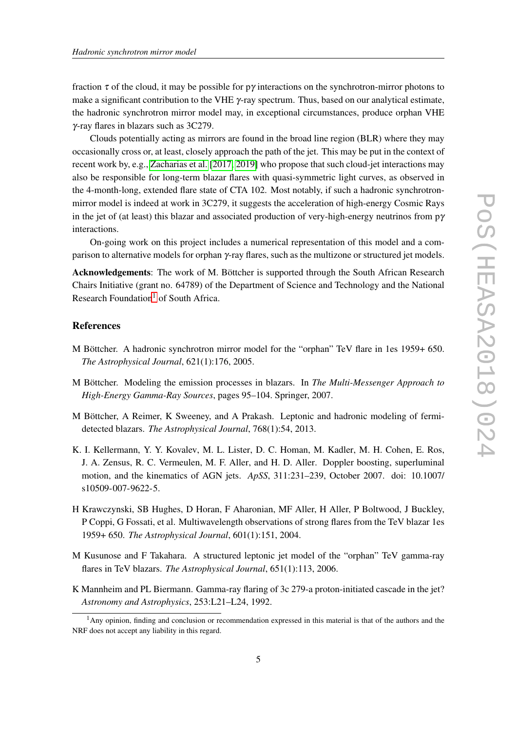fraction $\tau$ of the cloud, it may be possible for p$\gamma$ interactions on the synchrotron-mirror photons to make a significant contribution to the VHE $\gamma$-ray spectrum. Thus, based on our analytical estimate, the hadronic synchrotron mirror model may, in exceptional circumstances, produce orphan VHE $\gamma$-ray flares in blazars such as 3C279.

Clouds potentially acting as mirrors are found in the broad line region (BLR) where they may occasionally cross or, at least, closely approach the path of the jet. This may be put in the context of recent work by, e.g., Zacharias et al. [2017, 2019] who propose that such cloud-jet interactions may also be responsible for long-term blazar flares with quasi-symmetric light curves, as observed in the 4-month-long, extended flare state of CTA 102. Most notably, if such a hadronic synchrotron-mirror model is indeed at work in 3C279, it suggests the acceleration of high-energy Cosmic Rays in the jet of (at least) this blazar and associated production of very-high-energy neutrinos from p$\gamma$ interactions.

On-going work on this project includes a numerical representation of this model and a comparison to alternative models for orphan $\gamma$-ray flares, such as the multizone or structured jet models.

**Acknowledgements**: The work of M. Böttcher is supported through the South African Research Chairs Initiative (grant no. 64789) of the Department of Science and Technology and the National Research Foundation[1] of South Africa.

## References

M Böttcher. A hadronic synchrotron mirror model for the "orphan" TeV flare in 1es 1959+ 650. *The Astrophysical Journal*, 621(1):176, 2005.

M Böttcher. Modeling the emission processes in blazars. In *The Multi-Messenger Approach to High-Energy Gamma-Ray Sources*, pages 95–104. Springer, 2007.

M Böttcher, A Reimer, K Sweeney, and A Prakash. Leptonic and hadronic modeling of fermi-detected blazars. *The Astrophysical Journal*, 768(1):54, 2013.

K. I. Kellermann, Y. Y. Kovalev, M. L. Lister, D. C. Homan, M. Kadler, M. H. Cohen, E. Ros, J. A. Zensus, R. C. Vermeulen, M. F. Aller, and H. D. Aller. Doppler boosting, superluminal motion, and the kinematics of AGN jets. *ApSS*, 311:231–239, October 2007. doi: 10.1007/s10509-007-9622-5.

H Krawczynski, SB Hughes, D Horan, F Aharonian, MF Aller, H Aller, P Boltwood, J Buckley, P Coppi, G Fossati, et al. Multiwavelength observations of strong flares from the TeV blazar 1es 1959+ 650. *The Astrophysical Journal*, 601(1):151, 2004.

M Kusunose and F Takahara. A structured leptonic jet model of the "orphan" TeV gamma-ray flares in TeV blazars. *The Astrophysical Journal*, 651(1):113, 2006.

K Mannheim and PL Biermann. Gamma-ray flaring of 3c 279-a proton-initiated cascade in the jet? *Astronomy and Astrophysics*, 253:L21–L24, 1992.

[1] Any opinion, finding and conclusion or recommendation expressed in this material is that of the authors and the NRF does not accept any liability in this regard.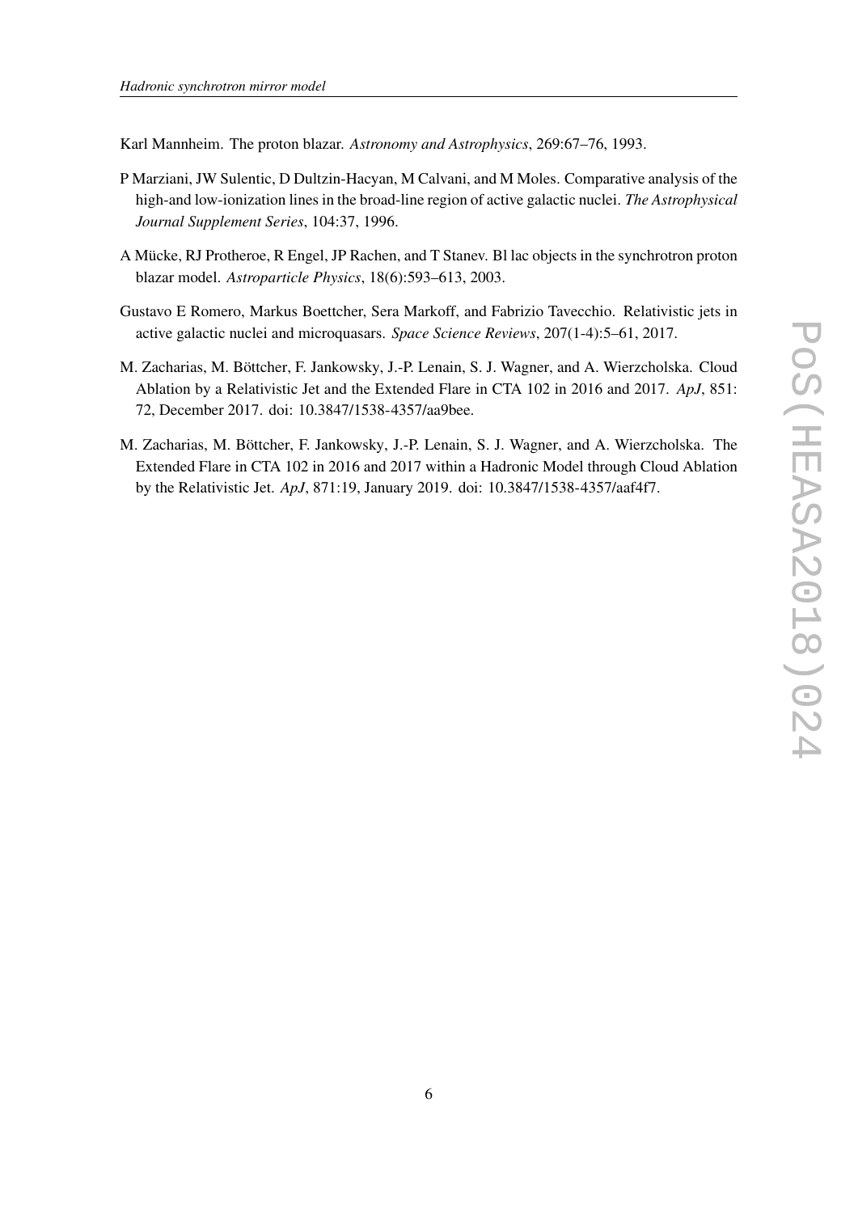Karl Mannheim. The proton blazar. *Astronomy and Astrophysics*, 269:67–76, 1993.

P Marziani, JW Sulentic, D Dultzin-Hacyan, M Calvani, and M Moles. Comparative analysis of the high-and low-ionization lines in the broad-line region of active galactic nuclei. *The Astrophysical Journal Supplement Series*, 104:37, 1996.

A Mücke, RJ Protheroe, R Engel, JP Rachen, and T Stanev. Bl lac objects in the synchrotron proton blazar model. *Astroparticle Physics*, 18(6):593–613, 2003.

Gustavo E Romero, Markus Boettcher, Sera Markoff, and Fabrizio Tavecchio. Relativistic jets in active galactic nuclei and microquasars. *Space Science Reviews*, 207(1-4):5–61, 2017.

M. Zacharias, M. Böttcher, F. Jankowsky, J.-P. Lenain, S. J. Wagner, and A. Wierzcholska. Cloud Ablation by a Relativistic Jet and the Extended Flare in CTA 102 in 2016 and 2017. *ApJ*, 851: 72, December 2017. doi: 10.3847/1538-4357/aa9bee.

M. Zacharias, M. Böttcher, F. Jankowsky, J.-P. Lenain, S. J. Wagner, and A. Wierzcholska. The Extended Flare in CTA 102 in 2016 and 2017 within a Hadronic Model through Cloud Ablation by the Relativistic Jet. *ApJ*, 871:19, January 2019. doi: 10.3847/1538-4357/aaf4f7.